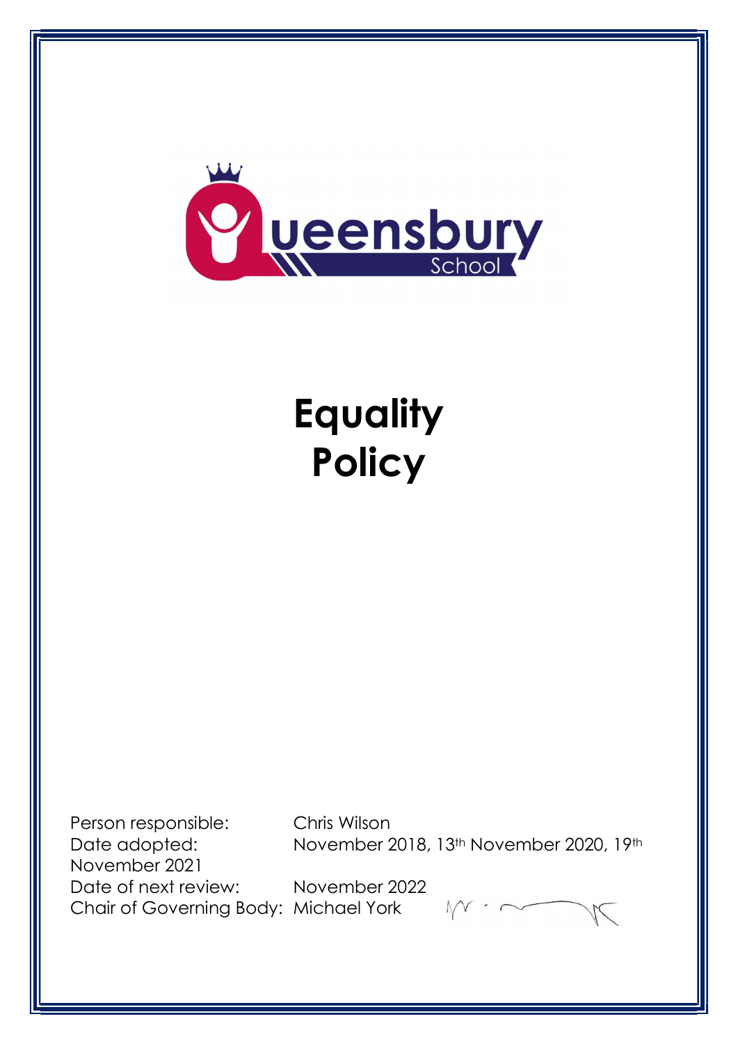# Equality Policy

Person responsible: Chris Wilson

Date adopted: November 2018, 13th November 2020, 19th November 2021

Date of next review: November 2022

Chair of Governing Body: Michael York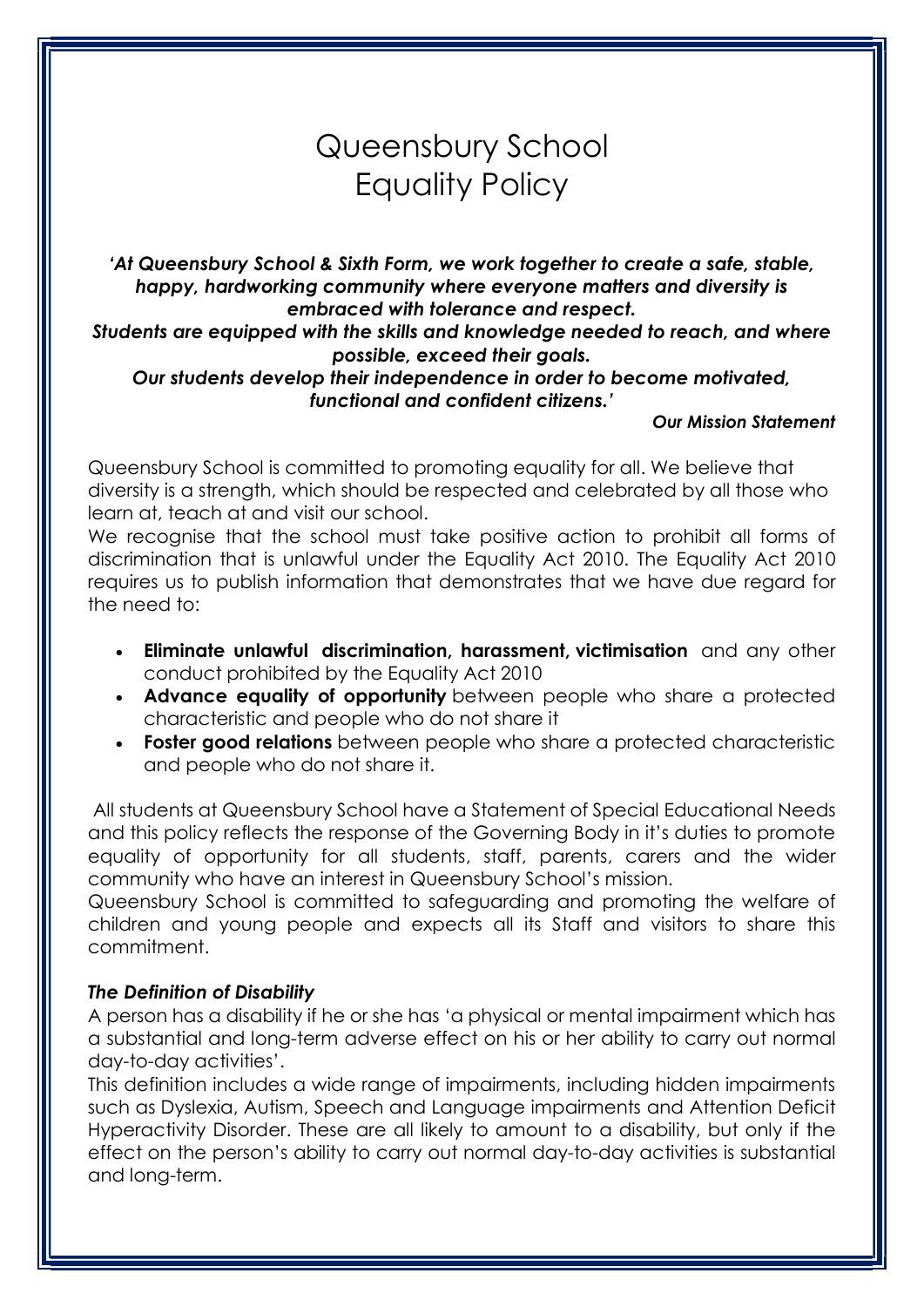# Queensbury School
# Equality Policy

***'At Queensbury School & Sixth Form, we work together to create a safe, stable, happy, hardworking community where everyone matters and diversity is embraced with tolerance and respect.***
***Students are equipped with the skills and knowledge needed to reach, and where possible, exceed their goals.***
***Our students develop their independence in order to become motivated, functional and confident citizens.'***

***Our Mission Statement***

Queensbury School is committed to promoting equality for all. We believe that diversity is a strength, which should be respected and celebrated by all those who learn at, teach at and visit our school.

We recognise that the school must take positive action to prohibit all forms of discrimination that is unlawful under the Equality Act 2010. The Equality Act 2010 requires us to publish information that demonstrates that we have due regard for the need to:

- **Eliminate unlawful discrimination, harassment, victimisation** and any other conduct prohibited by the Equality Act 2010
- **Advance equality of opportunity** between people who share a protected characteristic and people who do not share it
- **Foster good relations** between people who share a protected characteristic and people who do not share it.

All students at Queensbury School have a Statement of Special Educational Needs and this policy reflects the response of the Governing Body in it's duties to promote equality of opportunity for all students, staff, parents, carers and the wider community who have an interest in Queensbury School's mission.

Queensbury School is committed to safeguarding and promoting the welfare of children and young people and expects all its Staff and visitors to share this commitment.

### *The Definition of Disability*

A person has a disability if he or she has 'a physical or mental impairment which has a substantial and long-term adverse effect on his or her ability to carry out normal day-to-day activities'.

This definition includes a wide range of impairments, including hidden impairments such as Dyslexia, Autism, Speech and Language impairments and Attention Deficit Hyperactivity Disorder. These are all likely to amount to a disability, but only if the effect on the person's ability to carry out normal day-to-day activities is substantial and long-term.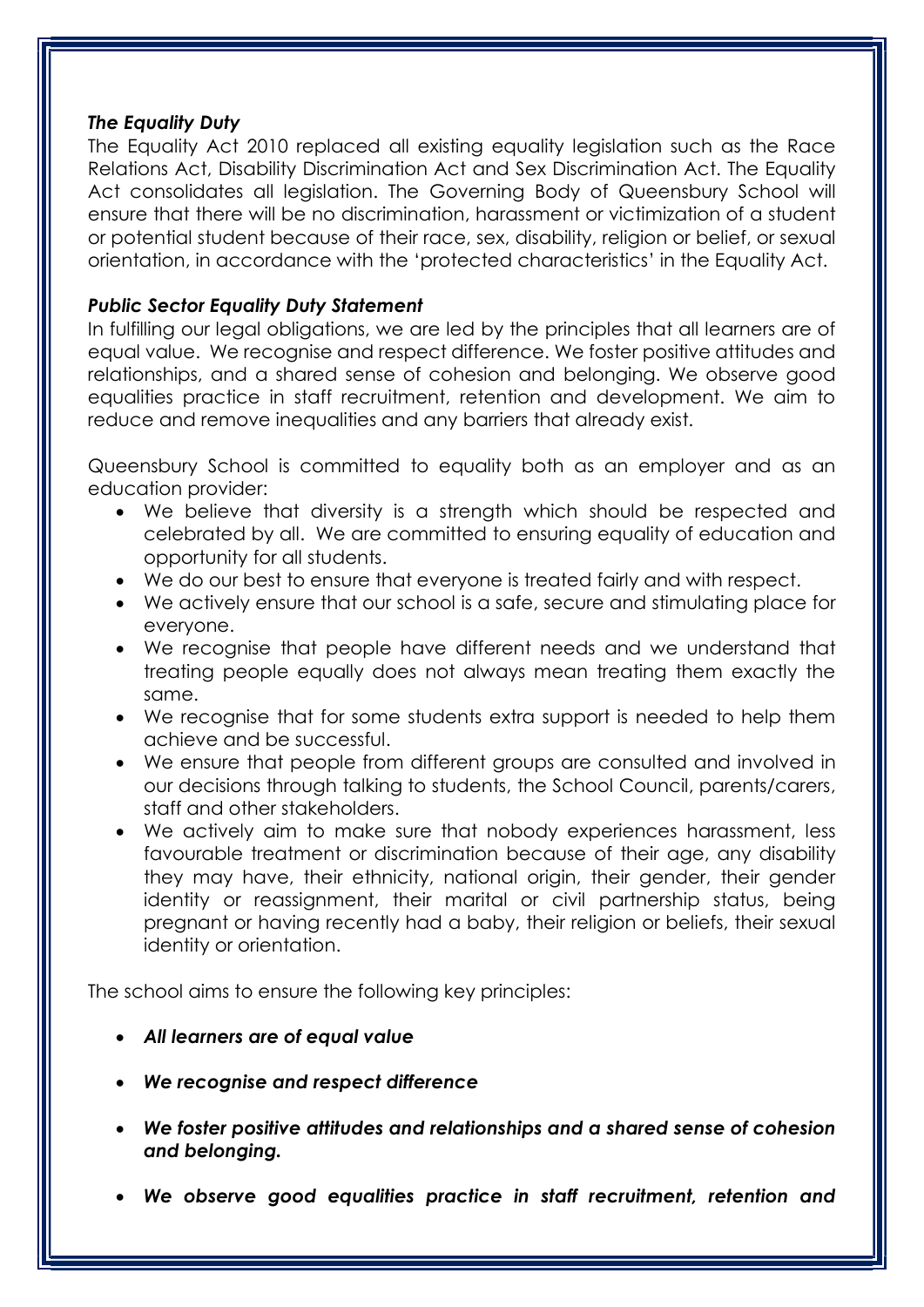### *The Equality Duty*

The Equality Act 2010 replaced all existing equality legislation such as the Race Relations Act, Disability Discrimination Act and Sex Discrimination Act. The Equality Act consolidates all legislation. The Governing Body of Queensbury School will ensure that there will be no discrimination, harassment or victimization of a student or potential student because of their race, sex, disability, religion or belief, or sexual orientation, in accordance with the 'protected characteristics' in the Equality Act.

### *Public Sector Equality Duty Statement*

In fulfilling our legal obligations, we are led by the principles that all learners are of equal value. We recognise and respect difference. We foster positive attitudes and relationships, and a shared sense of cohesion and belonging. We observe good equalities practice in staff recruitment, retention and development. We aim to reduce and remove inequalities and any barriers that already exist.

Queensbury School is committed to equality both as an employer and as an education provider:

- We believe that diversity is a strength which should be respected and celebrated by all. We are committed to ensuring equality of education and opportunity for all students.
- We do our best to ensure that everyone is treated fairly and with respect.
- We actively ensure that our school is a safe, secure and stimulating place for everyone.
- We recognise that people have different needs and we understand that treating people equally does not always mean treating them exactly the same.
- We recognise that for some students extra support is needed to help them achieve and be successful.
- We ensure that people from different groups are consulted and involved in our decisions through talking to students, the School Council, parents/carers, staff and other stakeholders.
- We actively aim to make sure that nobody experiences harassment, less favourable treatment or discrimination because of their age, any disability they may have, their ethnicity, national origin, their gender, their gender identity or reassignment, their marital or civil partnership status, being pregnant or having recently had a baby, their religion or beliefs, their sexual identity or orientation.

The school aims to ensure the following key principles:

- ***All learners are of equal value***
- ***We recognise and respect difference***
- ***We foster positive attitudes and relationships and a shared sense of cohesion and belonging.***
- ***We observe good equalities practice in staff recruitment, retention and***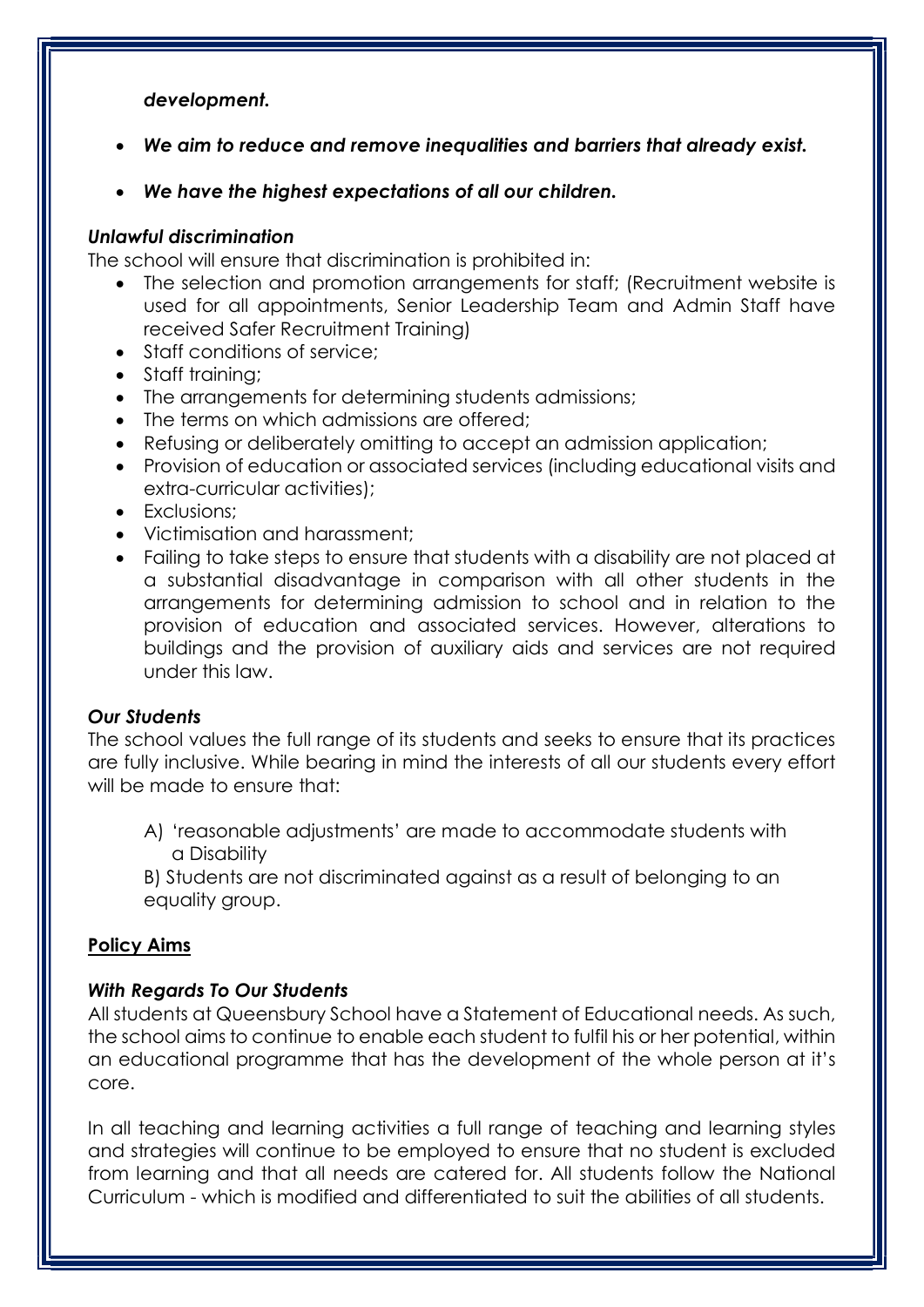***development.***

- ***We aim to reduce and remove inequalities and barriers that already exist.***
- ***We have the highest expectations of all our children.***

### *Unlawful discrimination*

The school will ensure that discrimination is prohibited in:

- The selection and promotion arrangements for staff; (Recruitment website is used for all appointments, Senior Leadership Team and Admin Staff have received Safer Recruitment Training)
- Staff conditions of service;
- Staff training;
- The arrangements for determining students admissions;
- The terms on which admissions are offered;
- Refusing or deliberately omitting to accept an admission application;
- Provision of education or associated services (including educational visits and extra-curricular activities);
- Exclusions;
- Victimisation and harassment;
- Failing to take steps to ensure that students with a disability are not placed at a substantial disadvantage in comparison with all other students in the arrangements for determining admission to school and in relation to the provision of education and associated services. However, alterations to buildings and the provision of auxiliary aids and services are not required under this law.

### *Our Students*

The school values the full range of its students and seeks to ensure that its practices are fully inclusive. While bearing in mind the interests of all our students every effort will be made to ensure that:

A) 'reasonable adjustments' are made to accommodate students with a Disability

B) Students are not discriminated against as a result of belonging to an equality group.

## <u>**Policy Aims**</u>

### *With Regards To Our Students*

All students at Queensbury School have a Statement of Educational needs. As such, the school aims to continue to enable each student to fulfil his or her potential, within an educational programme that has the development of the whole person at it's core.

In all teaching and learning activities a full range of teaching and learning styles and strategies will continue to be employed to ensure that no student is excluded from learning and that all needs are catered for. All students follow the National Curriculum - which is modified and differentiated to suit the abilities of all students.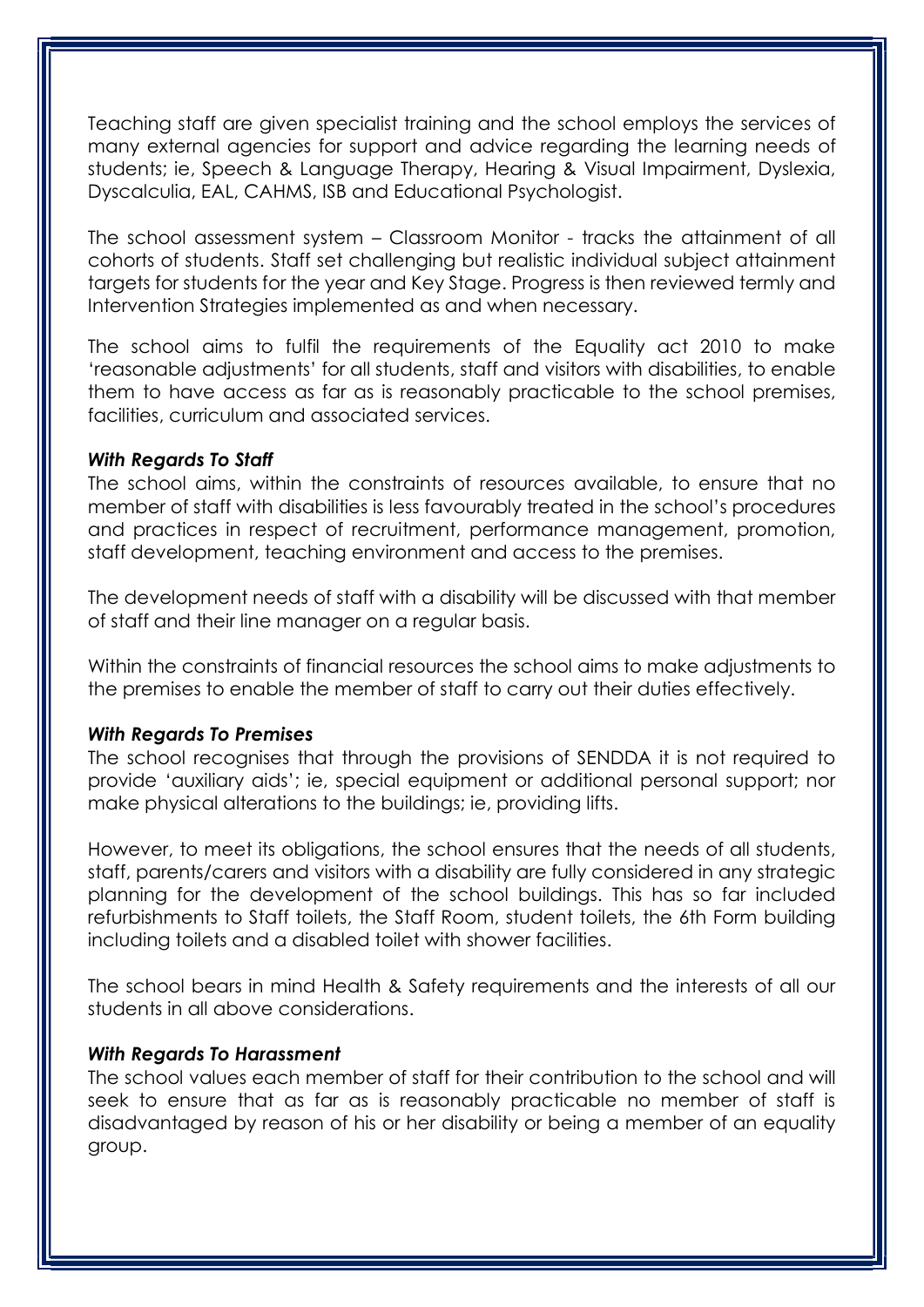Teaching staff are given specialist training and the school employs the services of many external agencies for support and advice regarding the learning needs of students; ie, Speech & Language Therapy, Hearing & Visual Impairment, Dyslexia, Dyscalculia, EAL, CAHMS, ISB and Educational Psychologist.

The school assessment system – Classroom Monitor - tracks the attainment of all cohorts of students. Staff set challenging but realistic individual subject attainment targets for students for the year and Key Stage. Progress is then reviewed termly and Intervention Strategies implemented as and when necessary.

The school aims to fulfil the requirements of the Equality act 2010 to make 'reasonable adjustments' for all students, staff and visitors with disabilities, to enable them to have access as far as is reasonably practicable to the school premises, facilities, curriculum and associated services.

***With Regards To Staff***

The school aims, within the constraints of resources available, to ensure that no member of staff with disabilities is less favourably treated in the school's procedures and practices in respect of recruitment, performance management, promotion, staff development, teaching environment and access to the premises.

The development needs of staff with a disability will be discussed with that member of staff and their line manager on a regular basis.

Within the constraints of financial resources the school aims to make adjustments to the premises to enable the member of staff to carry out their duties effectively.

***With Regards To Premises***

The school recognises that through the provisions of SENDDA it is not required to provide 'auxiliary aids'; ie, special equipment or additional personal support; nor make physical alterations to the buildings; ie, providing lifts.

However, to meet its obligations, the school ensures that the needs of all students, staff, parents/carers and visitors with a disability are fully considered in any strategic planning for the development of the school buildings. This has so far included refurbishments to Staff toilets, the Staff Room, student toilets, the 6th Form building including toilets and a disabled toilet with shower facilities.

The school bears in mind Health & Safety requirements and the interests of all our students in all above considerations.

***With Regards To Harassment***

The school values each member of staff for their contribution to the school and will seek to ensure that as far as is reasonably practicable no member of staff is disadvantaged by reason of his or her disability or being a member of an equality group.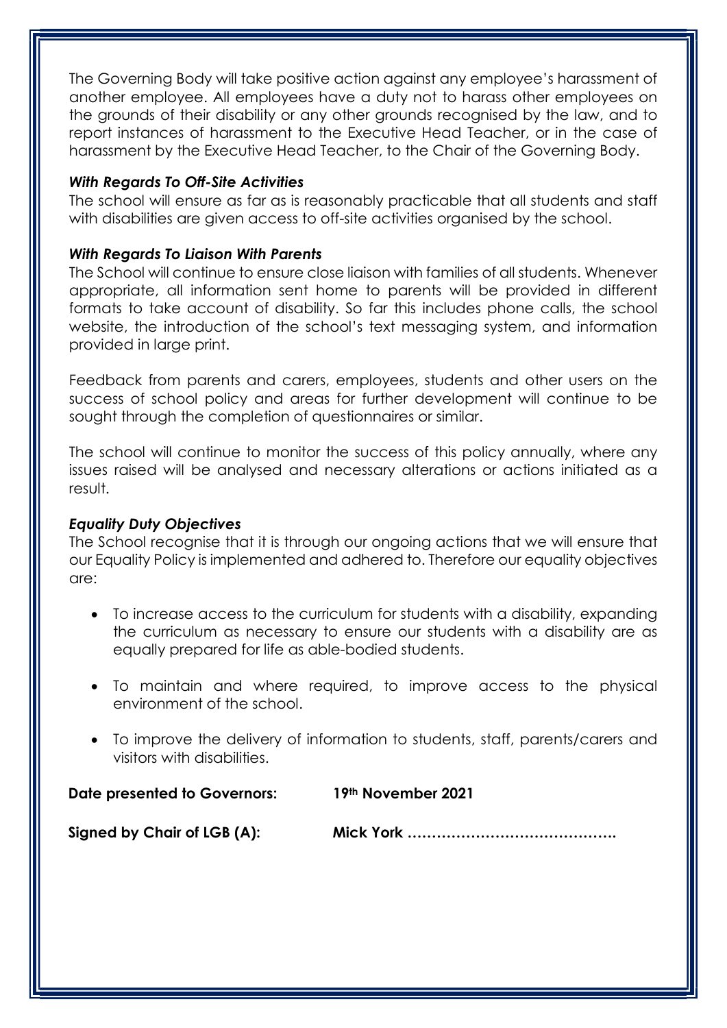The Governing Body will take positive action against any employee's harassment of another employee. All employees have a duty not to harass other employees on the grounds of their disability or any other grounds recognised by the law, and to report instances of harassment to the Executive Head Teacher, or in the case of harassment by the Executive Head Teacher, to the Chair of the Governing Body.

### *With Regards To Off-Site Activities*

The school will ensure as far as is reasonably practicable that all students and staff with disabilities are given access to off-site activities organised by the school.

### *With Regards To Liaison With Parents*

The School will continue to ensure close liaison with families of all students. Whenever appropriate, all information sent home to parents will be provided in different formats to take account of disability. So far this includes phone calls, the school website, the introduction of the school's text messaging system, and information provided in large print.

Feedback from parents and carers, employees, students and other users on the success of school policy and areas for further development will continue to be sought through the completion of questionnaires or similar.

The school will continue to monitor the success of this policy annually, where any issues raised will be analysed and necessary alterations or actions initiated as a result.

### *Equality Duty Objectives*

The School recognise that it is through our ongoing actions that we will ensure that our Equality Policy is implemented and adhered to. Therefore our equality objectives are:

- To increase access to the curriculum for students with a disability, expanding the curriculum as necessary to ensure our students with a disability are as equally prepared for life as able-bodied students.
- To maintain and where required, to improve access to the physical environment of the school.
- To improve the delivery of information to students, staff, parents/carers and visitors with disabilities.

**Date presented to Governors:** **19th November 2021**

**Signed by Chair of LGB (A):** **Mick York …………………………………….**